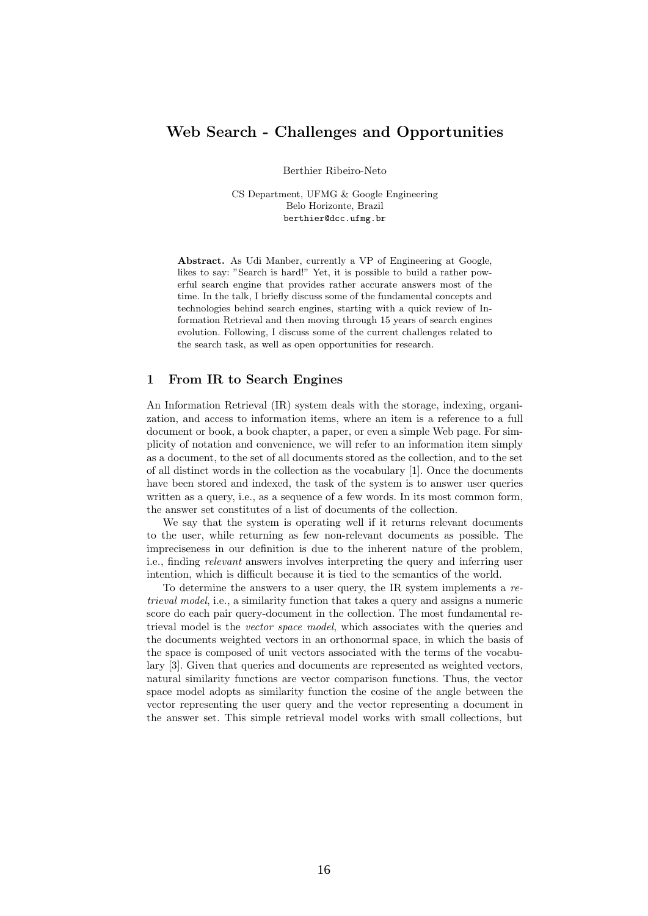# Web Search - Challenges and Opportunities

Berthier Ribeiro-Neto

CS Department, UFMG & Google Engineering
Belo Horizonte, Brazil
berthier@dcc.ufmg.br

**Abstract.** As Udi Manber, currently a VP of Engineering at Google, likes to say: "Search is hard!" Yet, it is possible to build a rather powerful search engine that provides rather accurate answers most of the time. In the talk, I briefly discuss some of the fundamental concepts and technologies behind search engines, starting with a quick review of Information Retrieval and then moving through 15 years of search engines evolution. Following, I discuss some of the current challenges related to the search task, as well as open opportunities for research.

## 1 From IR to Search Engines

An Information Retrieval (IR) system deals with the storage, indexing, organization, and access to information items, where an item is a reference to a full document or book, a book chapter, a paper, or even a simple Web page. For simplicity of notation and convenience, we will refer to an information item simply as a document, to the set of all documents stored as the collection, and to the set of all distinct words in the collection as the vocabulary [1]. Once the documents have been stored and indexed, the task of the system is to answer user queries written as a query, i.e., as a sequence of a few words. In its most common form, the answer set constitutes of a list of documents of the collection.

We say that the system is operating well if it returns relevant documents to the user, while returning as few non-relevant documents as possible. The impreciseness in our definition is due to the inherent nature of the problem, i.e., finding *relevant* answers involves interpreting the query and inferring user intention, which is difficult because it is tied to the semantics of the world.

To determine the answers to a user query, the IR system implements a *retrieval model*, i.e., a similarity function that takes a query and assigns a numeric score do each pair query-document in the collection. The most fundamental retrieval model is the *vector space model*, which associates with the queries and the documents weighted vectors in an orthonormal space, in which the basis of the space is composed of unit vectors associated with the terms of the vocabulary [3]. Given that queries and documents are represented as weighted vectors, natural similarity functions are vector comparison functions. Thus, the vector space model adopts as similarity function the cosine of the angle between the vector representing the user query and the vector representing a document in the answer set. This simple retrieval model works with small collections, but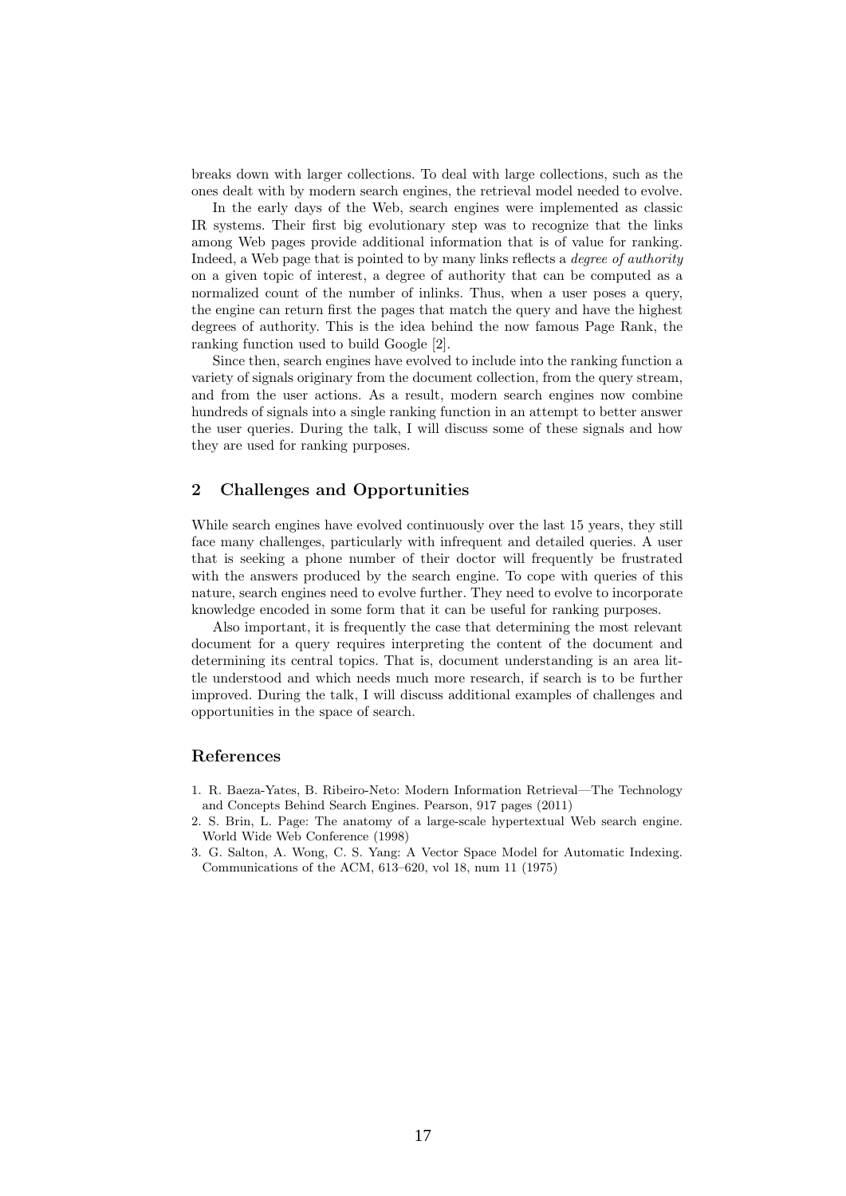breaks down with larger collections. To deal with large collections, such as the ones dealt with by modern search engines, the retrieval model needed to evolve.

In the early days of the Web, search engines were implemented as classic IR systems. Their first big evolutionary step was to recognize that the links among Web pages provide additional information that is of value for ranking. Indeed, a Web page that is pointed to by many links reflects a *degree of authority* on a given topic of interest, a degree of authority that can be computed as a normalized count of the number of inlinks. Thus, when a user poses a query, the engine can return first the pages that match the query and have the highest degrees of authority. This is the idea behind the now famous Page Rank, the ranking function used to build Google [2].

Since then, search engines have evolved to include into the ranking function a variety of signals originary from the document collection, from the query stream, and from the user actions. As a result, modern search engines now combine hundreds of signals into a single ranking function in an attempt to better answer the user queries. During the talk, I will discuss some of these signals and how they are used for ranking purposes.

## 2 Challenges and Opportunities

While search engines have evolved continuously over the last 15 years, they still face many challenges, particularly with infrequent and detailed queries. A user that is seeking a phone number of their doctor will frequently be frustrated with the answers produced by the search engine. To cope with queries of this nature, search engines need to evolve further. They need to evolve to incorporate knowledge encoded in some form that it can be useful for ranking purposes.

Also important, it is frequently the case that determining the most relevant document for a query requires interpreting the content of the document and determining its central topics. That is, document understanding is an area little understood and which needs much more research, if search is to be further improved. During the talk, I will discuss additional examples of challenges and opportunities in the space of search.

## References

1. R. Baeza-Yates, B. Ribeiro-Neto: Modern Information Retrieval—The Technology and Concepts Behind Search Engines. Pearson, 917 pages (2011)
2. S. Brin, L. Page: The anatomy of a large-scale hypertextual Web search engine. World Wide Web Conference (1998)
3. G. Salton, A. Wong, C. S. Yang: A Vector Space Model for Automatic Indexing. Communications of the ACM, 613–620, vol 18, num 11 (1975)